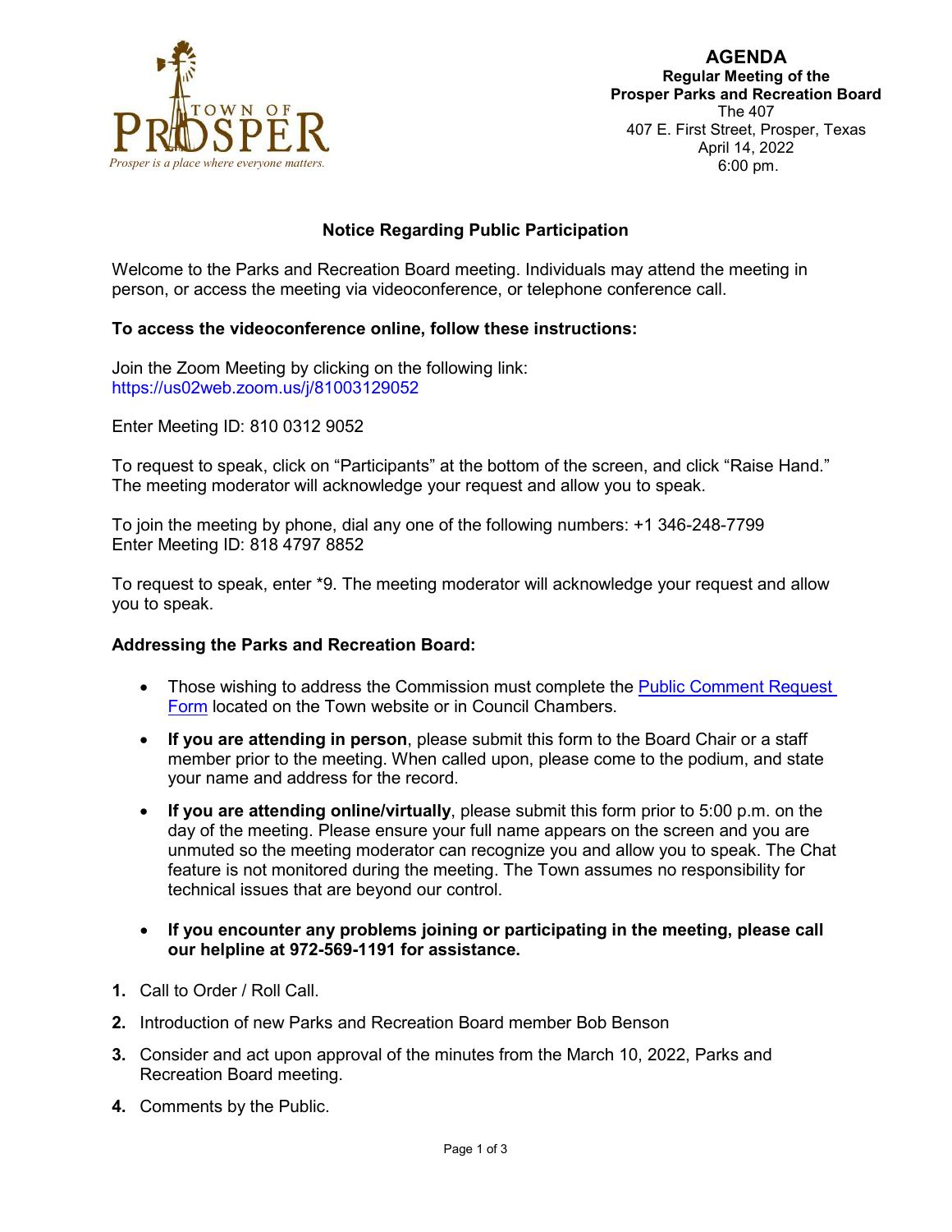TOWN OF PROSPER

*Prosper is a place where everyone matters.*

**AGENDA**
**Regular Meeting of the**
**Prosper Parks and Recreation Board**
The 407
407 E. First Street, Prosper, Texas
April 14, 2022
6:00 pm.

## Notice Regarding Public Participation

Welcome to the Parks and Recreation Board meeting. Individuals may attend the meeting in person, or access the meeting via videoconference, or telephone conference call.

**To access the videoconference online, follow these instructions:**

Join the Zoom Meeting by clicking on the following link:
https://us02web.zoom.us/j/81003129052

Enter Meeting ID: 810 0312 9052

To request to speak, click on "Participants" at the bottom of the screen, and click "Raise Hand." The meeting moderator will acknowledge your request and allow you to speak.

To join the meeting by phone, dial any one of the following numbers: +1 346-248-7799
Enter Meeting ID: 818 4797 8852

To request to speak, enter *9. The meeting moderator will acknowledge your request and allow you to speak.

**Addressing the Parks and Recreation Board:**

- Those wishing to address the Commission must complete the Public Comment Request Form located on the Town website or in Council Chambers.
- **If you are attending in person**, please submit this form to the Board Chair or a staff member prior to the meeting. When called upon, please come to the podium, and state your name and address for the record.
- **If you are attending online/virtually**, please submit this form prior to 5:00 p.m. on the day of the meeting. Please ensure your full name appears on the screen and you are unmuted so the meeting moderator can recognize you and allow you to speak. The Chat feature is not monitored during the meeting. The Town assumes no responsibility for technical issues that are beyond our control.
- **If you encounter any problems joining or participating in the meeting, please call our helpline at 972-569-1191 for assistance.**

1. Call to Order / Roll Call.
2. Introduction of new Parks and Recreation Board member Bob Benson
3. Consider and act upon approval of the minutes from the March 10, 2022, Parks and Recreation Board meeting.
4. Comments by the Public.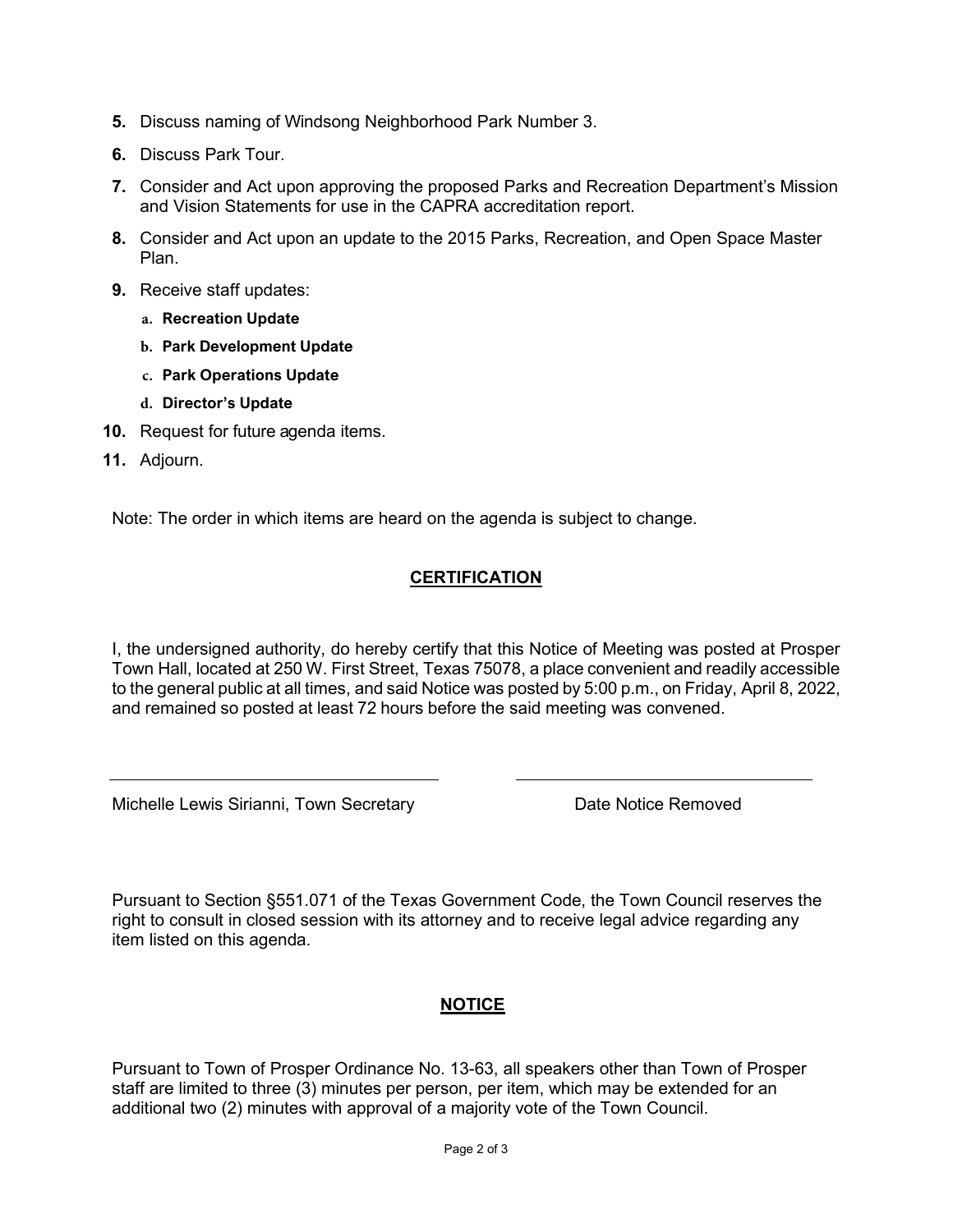5. Discuss naming of Windsong Neighborhood Park Number 3.
6. Discuss Park Tour.
7. Consider and Act upon approving the proposed Parks and Recreation Department's Mission and Vision Statements for use in the CAPRA accreditation report.
8. Consider and Act upon an update to the 2015 Parks, Recreation, and Open Space Master Plan.
9. Receive staff updates:
   a. **Recreation Update**
   b. **Park Development Update**
   c. **Park Operations Update**
   d. **Director's Update**
10. Request for future agenda items.
11. Adjourn.

Note: The order in which items are heard on the agenda is subject to change.

## CERTIFICATION

I, the undersigned authority, do hereby certify that this Notice of Meeting was posted at Prosper Town Hall, located at 250 W. First Street, Texas 75078, a place convenient and readily accessible to the general public at all times, and said Notice was posted by 5:00 p.m., on Friday, April 8, 2022, and remained so posted at least 72 hours before the said meeting was convened.

_______________________________ _______________________________

Michelle Lewis Sirianni, Town Secretary Date Notice Removed

Pursuant to Section §551.071 of the Texas Government Code, the Town Council reserves the right to consult in closed session with its attorney and to receive legal advice regarding any item listed on this agenda.

## NOTICE

Pursuant to Town of Prosper Ordinance No. 13-63, all speakers other than Town of Prosper staff are limited to three (3) minutes per person, per item, which may be extended for an additional two (2) minutes with approval of a majority vote of the Town Council.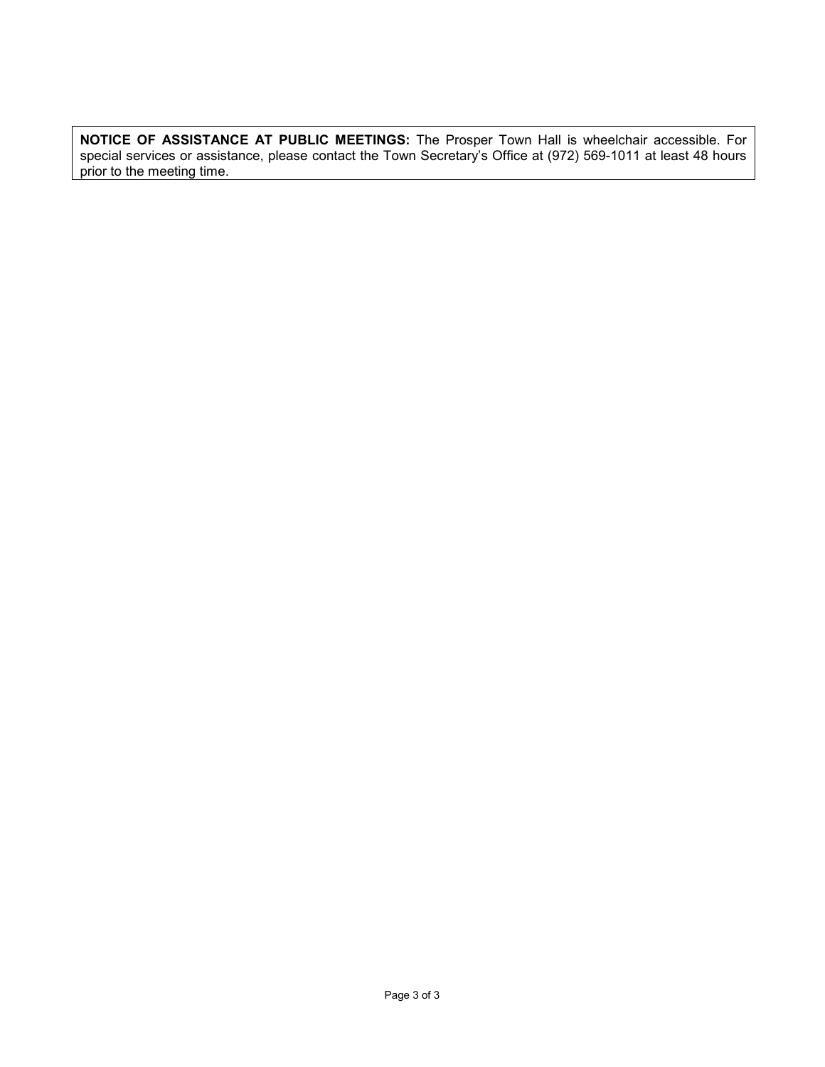**NOTICE OF ASSISTANCE AT PUBLIC MEETINGS:** The Prosper Town Hall is wheelchair accessible. For special services or assistance, please contact the Town Secretary's Office at (972) 569-1011 at least 48 hours prior to the meeting time.